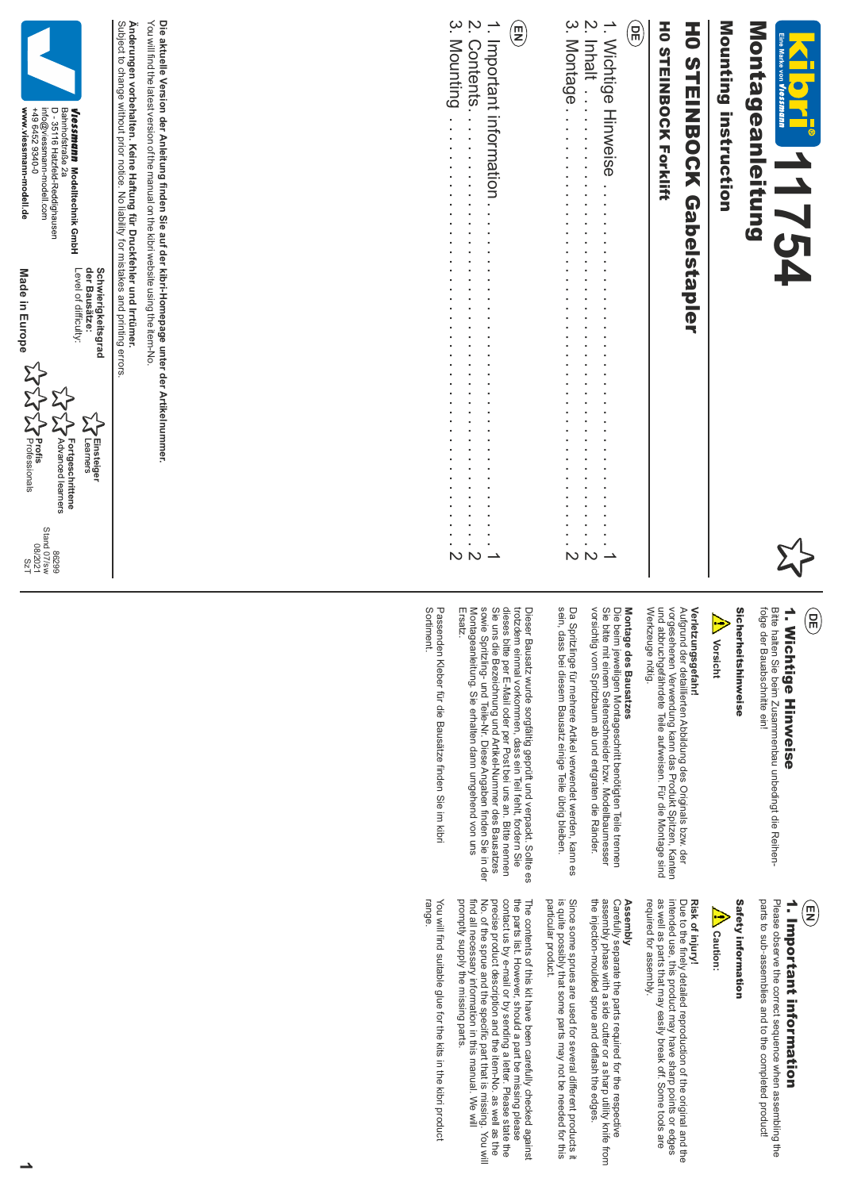kibri® Eine Marke von Viessmann

# 11754

# Montageanleitung

## Mounting instruction

## H0 STEINBOCK Gabelstapler

### H0 STEINBOCK Forklift

DE

1. Wichtige Hinweise . . . . . . . . . . . . . . . . . . . . . 1
2. Inhalt . . . . . . . . . . . . . . . . . . . . . . . . . . . . . 2
3. Montage . . . . . . . . . . . . . . . . . . . . . . . . . . . 2

EN

1. Important information . . . . . . . . . . . . . . . . . 1
2. Contents . . . . . . . . . . . . . . . . . . . . . . . . . . 2
3. Mounting . . . . . . . . . . . . . . . . . . . . . . . . . . 2

**Schwierigkeitsgrad der Bausätze:**
Level of difficulty:

**Einsteiger**
Learners

**Fortgeschrittene**
Advanced learners

**Profis**
Professionals

**Die aktuelle Version der Anleitung finden Sie auf der kibri-Homepage unter der Artikelnummer.**
You will find the latest version of the manual on the kibri website using the item-No.

**Änderungen vorbehalten. Keine Haftung für Druckfehler und Irrtümer.**
Subject to change without prior notice. No liability for mistakes and printing errors.

**Viessmann Modelltechnik GmbH**
Bahnhofstraße 2a
D - 35116 Hatzfeld-Reddighausen
info@viessmann-modell.com
+49 6452 9340-0
**www.viessmann-modell.de**

**Made in Europe**

86299
Stand 07/sw
08/2021
SzT

DE

## 1. Wichtige Hinweise

Bitte halten Sie beim Zusammenbau unbedingt die Reihenfolge der Bauabschnitte ein!

### Sicherheitshinweise

**Vorsicht**

**Verletzungsgefahr!**
Aufgrund der detaillierten Abbildung des Originals bzw. der vorgesehenen Verwendung kann das Produkt Spitzen, Kanten und abbruchgefährdete Teile aufweisen. Für die Montage sind Werkzeuge nötig.

**Montage des Bausatzes**
Die beim jeweiligen Montageschritt benötigten Teile trennen Sie bitte mit einem Seitenschneider bzw. Modellbaumesser vorsichtig vom Spritzbaum ab und entgraten die Ränder.

Da Spritzlinge für mehrere Artikel verwendet werden, kann es sein, dass bei diesem Bausatz einige Teile übrig bleiben.

Dieser Bausatz wurde sorgfältig geprüft und verpackt. Sollte es trotzdem einmal vorkommen, dass ein Teil fehlt, fordern Sie dieses bitte per E-Mail oder per Post bei uns an. Bitte nennen Sie uns die Bezeichnung und Artikel-Nummer des Bausatzes sowie Spritzling- und Teile-Nr. Diese Angaben finden Sie in der Montageanleitung. Sie erhalten dann umgehend von uns Ersatz.

Passenden Kleber für die Bausätze finden Sie im kibri Sortiment.

EN

## 1. Important information

Please observe the correct sequence when assembling the parts to sub-assemblies and to the completed product!

### Safety information

**Caution:**

**Risk of injury!**
Due to the finely detailed reproduction of the original and the intended use, this product may have sharp points or edges as well as parts that may easily break off. Some tools are required for assembly.

**Assembly**
Carefully separate the parts required for the respective assembly phase with a side cutter or a sharp utility knife from the injection-moulded sprue and deflash the edges.

Since some sprues are used for several different products it is quite possibly that some parts may not be needed for this particular product.

The contents of this kit have been carefully checked against the parts list. However, should a part be missing please contact us by e-mail or by sending a letter. Please state the precise product description and the item-No. as well as the No. of the sprue and the specific part that is missing. You will find all necessary information in this manual. We will promptly supply the missing parts.

You will find suitable glue for the kits in the kibri product range.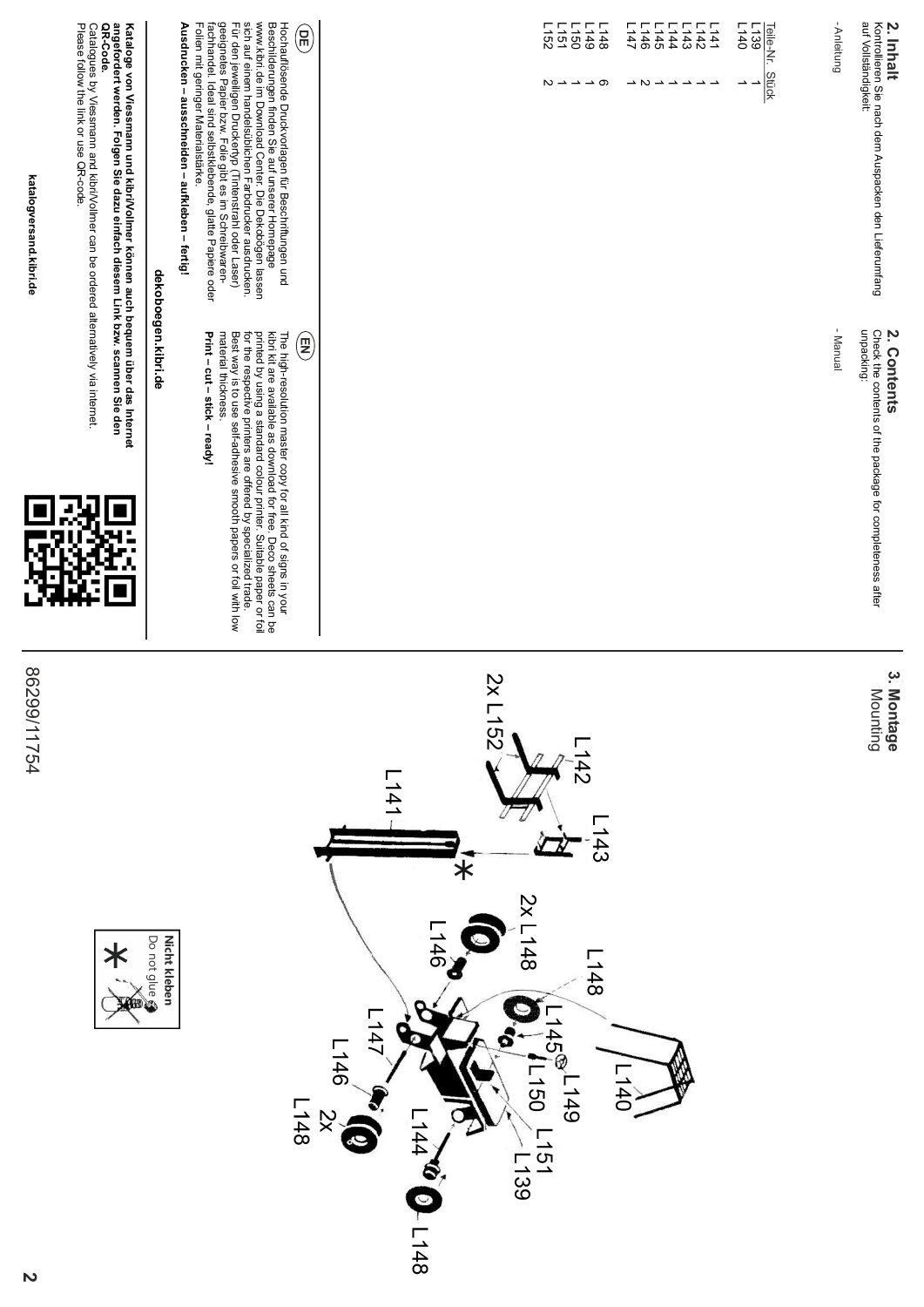## 2. Inhalt

Kontrollieren Sie nach dem Auspacken den Lieferumfang auf Vollständigkeit:

## 2. Contents

Check the contents of the package for completeness after unpacking:

- Anleitung
- Manual

| Teile-Nr. | Stück |
|---|---|
| L139 | 1 |
| L140 | 1 |
| L141 | 1 |
| L142 | 1 |
| L143 | 1 |
| L144 | 1 |
| L145 | 1 |
| L146 | 2 |
| L147 | 1 |
| L148 | 6 |
| L149 | 1 |
| L150 | 1 |
| L151 | 1 |
| L152 | 2 |

(DE)

Hochauflösende Druckvorlagen für Beschriftungen und Beschilderungen finden Sie auf unserer Homepage www.kibri.de im Download Center. Die Dekobögen lassen sich auf einem handelsüblichen Farbdrucker ausdrucken. Für den jeweiligen Druckertyp (Tintenstrahl oder Laser) geeignetes Papier bzw. Folie gibt es im Schreibwaren-fachhandel. Ideal sind selbstklebende, glatte Papiere oder Folien mit geringer Materialstärke.

**Ausdrucken – ausschneiden – aufkleben – fertig!**

(EN)

The high-resolution master copy for all kind of signs in your kibri kit are available as download for free. Deco sheets can be printed by using a standard colour printer. Suitable paper or foil for the respective printers are offered by specialized trade. Best way is to use self-adhesive smooth papers or foil with low material thickness.

**Print – cut – stick – ready!**

**dekoboegen.kibri.de**

**Kataloge von Viessmann und kibri/Vollmer können auch bequem über das Internet angefordert werden. Folgen Sie dazu einfach diesem Link bzw. scannen Sie den QR-Code.**

Catalogues by Viessmann and kibri/Vollmer can be ordered alternatively via internet. Please follow the link or use QR-code.

**katalogversand.kibri.de**

## 3. Montage

Mounting

L140, L148, 2x L148, L146, L145, L149, L150, L151, L139, L147, L146, 2x L148, L144, L148, L141, L142, L143, 2x L152, *

**Nicht kleben**
Do not glue

*

86299/11754